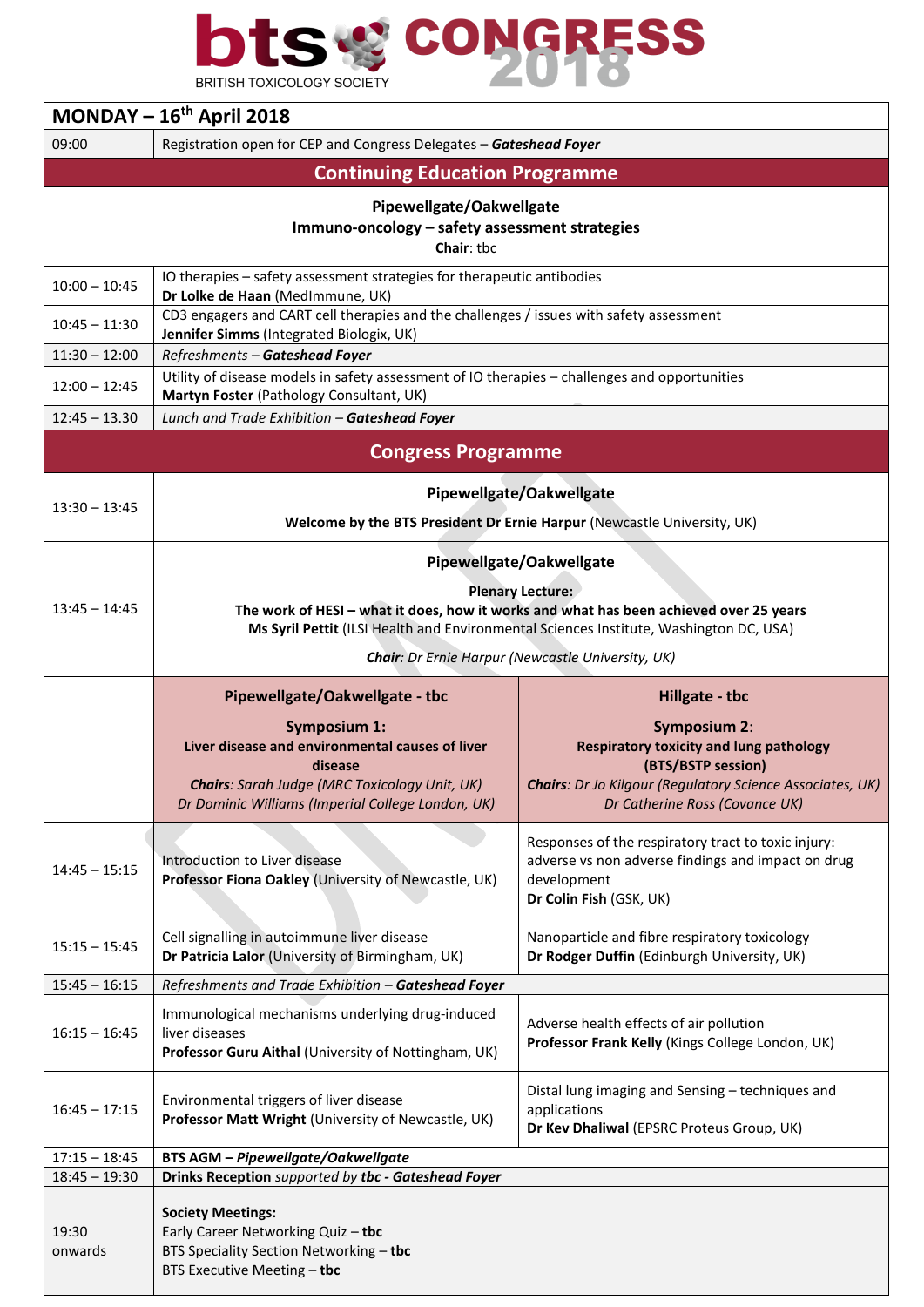# bts CONGRESS 2018

BRITISH TOXICOLOGY SOCIETY

## MONDAY – 16th April 2018

| | | |
|---|---|---|
| 09:00 | Registration open for CEP and Congress Delegates – ***Gateshead Foyer*** | |
| | **Continuing Education Programme** | |
| | **Pipewellgate/Oakwellgate**<br>**Immuno-oncology – safety assessment strategies**<br>**Chair**: tbc | |
| 10:00 – 10:45 | IO therapies – safety assessment strategies for therapeutic antibodies<br>**Dr Lolke de Haan** (MedImmune, UK) | |
| 10:45 – 11:30 | CD3 engagers and CART cell therapies and the challenges / issues with safety assessment<br>**Jennifer Simms** (Integrated Biologix, UK) | |
| 11:30 – 12:00 | *Refreshments* – ***Gateshead Foyer*** | |
| 12:00 – 12:45 | Utility of disease models in safety assessment of IO therapies – challenges and opportunities<br>**Martyn Foster** (Pathology Consultant, UK) | |
| 12:45 – 13.30 | *Lunch and Trade Exhibition* – ***Gateshead Foyer*** | |
| | **Congress Programme** | |
| 13:30 – 13:45 | **Pipewellgate/Oakwellgate**<br>**Welcome by the BTS President Dr Ernie Harpur** (Newcastle University, UK) | |
| 13:45 – 14:45 | **Pipewellgate/Oakwellgate**<br>**Plenary Lecture:**<br>**The work of HESI – what it does, how it works and what has been achieved over 25 years**<br>**Ms Syril Pettit** (ILSI Health and Environmental Sciences Institute, Washington DC, USA)<br>***Chair**: Dr Ernie Harpur (Newcastle University, UK)* | |
| | **Pipewellgate/Oakwellgate - tbc**<br>**Symposium 1:**<br>**Liver disease and environmental causes of liver disease**<br>***Chairs**: Sarah Judge (MRC Toxicology Unit, UK)*<br>*Dr Dominic Williams (Imperial College London, UK)* | **Hillgate - tbc**<br>**Symposium 2**:<br>**Respiratory toxicity and lung pathology (BTS/BSTP session)**<br>***Chairs**: Dr Jo Kilgour (Regulatory Science Associates, UK)*<br>*Dr Catherine Ross (Covance UK)* |
| 14:45 – 15:15 | Introduction to Liver disease<br>**Professor Fiona Oakley** (University of Newcastle, UK) | Responses of the respiratory tract to toxic injury: adverse vs non adverse findings and impact on drug development<br>**Dr Colin Fish** (GSK, UK) |
| 15:15 – 15:45 | Cell signalling in autoimmune liver disease<br>**Dr Patricia Lalor** (University of Birmingham, UK) | Nanoparticle and fibre respiratory toxicology<br>**Dr Rodger Duffin** (Edinburgh University, UK) |
| 15:45 – 16:15 | *Refreshments and Trade Exhibition* – ***Gateshead Foyer*** | |
| 16:15 – 16:45 | Immunological mechanisms underlying drug-induced liver diseases<br>**Professor Guru Aithal** (University of Nottingham, UK) | Adverse health effects of air pollution<br>**Professor Frank Kelly** (Kings College London, UK) |
| 16:45 – 17:15 | Environmental triggers of liver disease<br>**Professor Matt Wright** (University of Newcastle, UK) | Distal lung imaging and Sensing – techniques and applications<br>**Dr Kev Dhaliwal** (EPSRC Proteus Group, UK) |
| 17:15 – 18:45 | **BTS AGM – *Pipewellgate/Oakwellgate*** | |
| 18:45 – 19:30 | **Drinks Reception** *supported by* **tbc - *Gateshead Foyer*** | |
| 19:30 onwards | **Society Meetings:**<br>Early Career Networking Quiz – **tbc**<br>BTS Speciality Section Networking – **tbc**<br>BTS Executive Meeting – **tbc** | |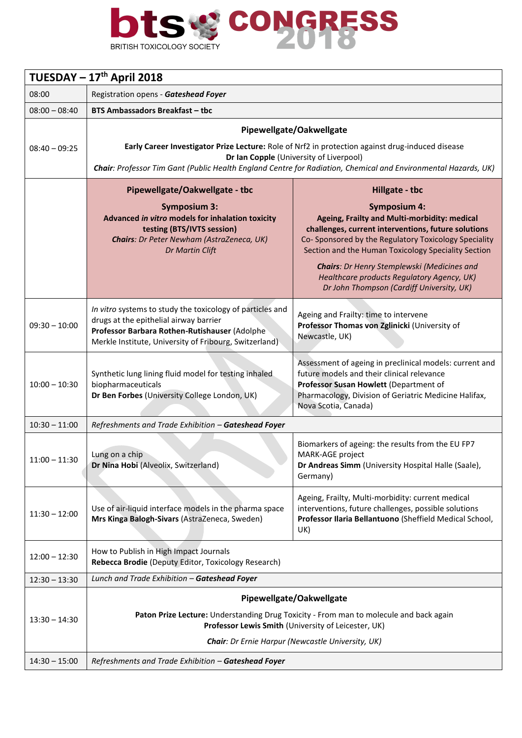**bts** CONGRESS 2018

BRITISH TOXICOLOGY SOCIETY

| TUESDAY – 17th April 2018 | | |
|---|---|---|
| 08:00 | Registration opens - ***Gateshead Foyer*** | |
| 08:00 – 08:40 | **BTS Ambassadors Breakfast – tbc** | |
| 08:40 – 09:25 | **Pipewellgate/Oakwellgate**<br>**Early Career Investigator Prize Lecture:** Role of Nrf2 in protection against drug-induced disease<br>**Dr Ian Copple** (University of Liverpool)<br>***Chair**: Professor Tim Gant (Public Health England Centre for Radiation, Chemical and Environmental Hazards, UK)* | |
| | **Pipewellgate/Oakwellgate - tbc**<br>**Symposium 3:**<br>**Advanced *in vitro* models for inhalation toxicity testing (BTS/IVTS session)**<br>***Chairs**: Dr Peter Newham (AstraZeneca, UK)*<br>*Dr Martin Clift* | **Hillgate - tbc**<br>**Symposium 4:**<br>**Ageing, Frailty and Multi-morbidity: medical challenges, current interventions, future solutions**<br>Co- Sponsored by the Regulatory Toxicology Speciality Section and the Human Toxicology Speciality Section<br>***Chairs**: Dr Henry Stemplewski (Medicines and Healthcare products Regulatory Agency, UK)*<br>*Dr John Thompson (Cardiff University, UK)* |
| 09:30 – 10:00 | *In vitro* systems to study the toxicology of particles and drugs at the epithelial airway barrier<br>**Professor Barbara Rothen-Rutishauser** (Adolphe Merkle Institute, University of Fribourg, Switzerland) | Ageing and Frailty: time to intervene<br>**Professor Thomas von Zglinicki** (University of Newcastle, UK) |
| 10:00 – 10:30 | Synthetic lung lining fluid model for testing inhaled biopharmaceuticals<br>**Dr Ben Forbes** (University College London, UK) | Assessment of ageing in preclinical models: current and future models and their clinical relevance<br>**Professor Susan Howlett** (Department of Pharmacology, Division of Geriatric Medicine Halifax, Nova Scotia, Canada) |
| 10:30 – 11:00 | *Refreshments and Trade Exhibition –* ***Gateshead Foyer*** | |
| 11:00 – 11:30 | Lung on a chip<br>**Dr Nina Hobi** (Alveolix, Switzerland) | Biomarkers of ageing: the results from the EU FP7 MARK-AGE project<br>**Dr Andreas Simm** (University Hospital Halle (Saale), Germany) |
| 11:30 – 12:00 | Use of air-liquid interface models in the pharma space<br>**Mrs Kinga Balogh-Sivars** (AstraZeneca, Sweden) | Ageing, Frailty, Multi-morbidity: current medical interventions, future challenges, possible solutions<br>**Professor Ilaria Bellantuono** (Sheffield Medical School, UK) |
| 12:00 – 12:30 | How to Publish in High Impact Journals<br>**Rebecca Brodie** (Deputy Editor, Toxicology Research) | |
| 12:30 – 13:30 | *Lunch and Trade Exhibition –* ***Gateshead Foyer*** | |
| 13:30 – 14:30 | **Pipewellgate/Oakwellgate**<br>**Paton Prize Lecture:** Understanding Drug Toxicity - From man to molecule and back again<br>**Professor Lewis Smith** (University of Leicester, UK)<br>***Chair**: Dr Ernie Harpur (Newcastle University, UK)* | |
| 14:30 – 15:00 | *Refreshments and Trade Exhibition –* ***Gateshead Foyer*** | |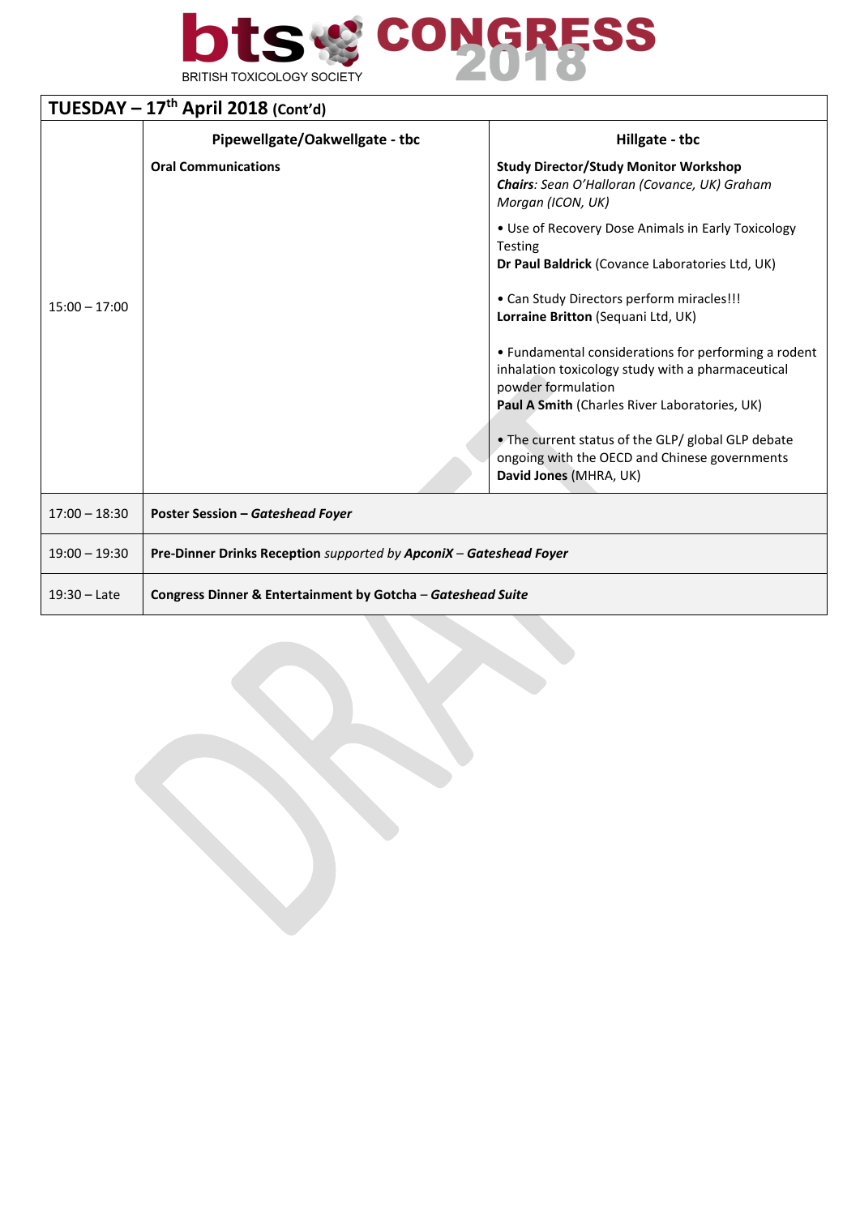| TUESDAY – 17th April 2018 (Cont'd) | | |
|---|---|---|
| | **Pipewellgate/Oakwellgate - tbc** | **Hillgate - tbc** |
| 15:00 – 17:00 | **Oral Communications** | **Study Director/Study Monitor Workshop** <br> ***Chairs**: Sean O'Halloran (Covance, UK) Graham Morgan (ICON, UK)* <br><br> • Use of Recovery Dose Animals in Early Toxicology Testing <br> **Dr Paul Baldrick** (Covance Laboratories Ltd, UK) <br><br> • Can Study Directors perform miracles!!! <br> **Lorraine Britton** (Sequani Ltd, UK) <br><br> • Fundamental considerations for performing a rodent inhalation toxicology study with a pharmaceutical powder formulation <br> **Paul A Smith** (Charles River Laboratories, UK) <br><br> • The current status of the GLP/ global GLP debate ongoing with the OECD and Chinese governments <br> **David Jones** (MHRA, UK) |
| 17:00 – 18:30 | **Poster Session – *Gateshead Foyer*** | |
| 19:00 – 19:30 | **Pre-Dinner Drinks Reception** *supported by* ***ApconiX*** – ***Gateshead Foyer*** | |
| 19:30 – Late | **Congress Dinner & Entertainment by Gotcha** – ***Gateshead Suite*** | |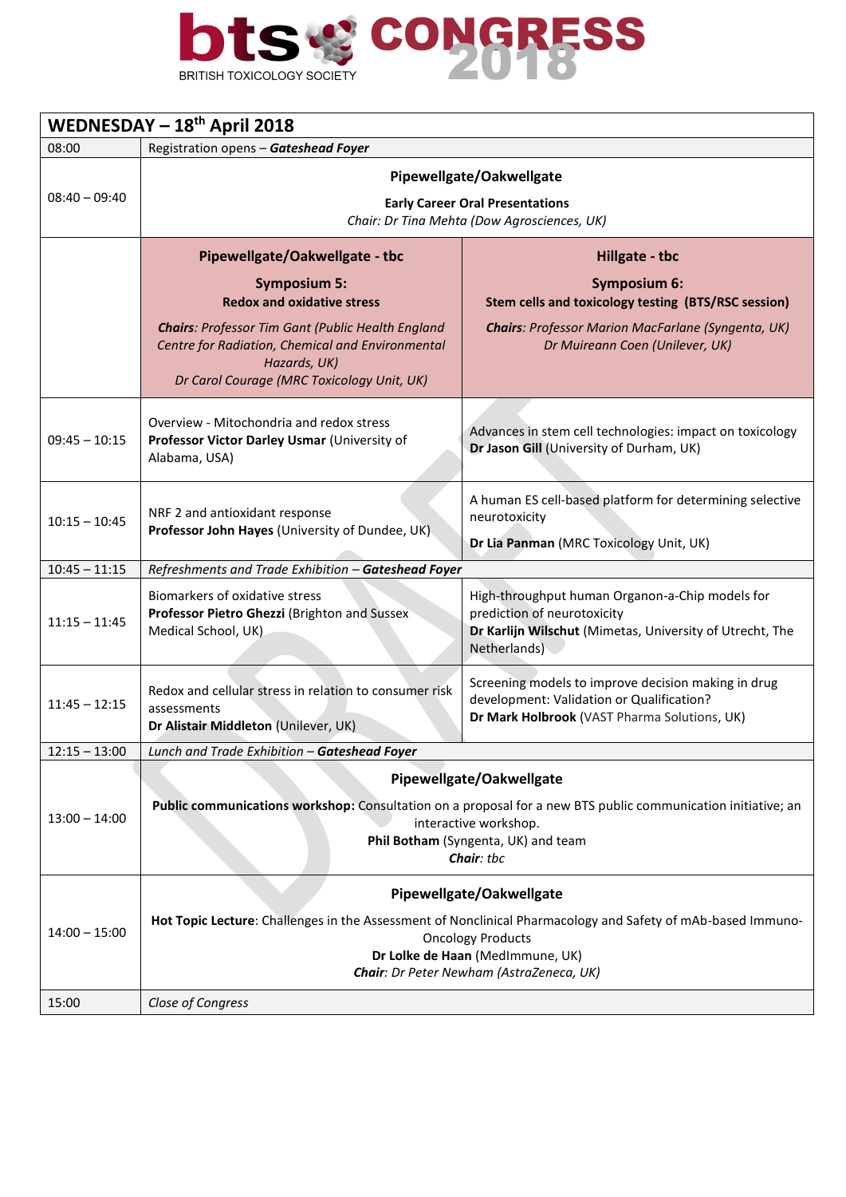# bts CONGRESS 2018

BRITISH TOXICOLOGY SOCIETY

| WEDNESDAY – 18th April 2018 | | |
|---|---|---|
| 08:00 | Registration opens – ***Gateshead Foyer*** | |
| 08:40 – 09:40 | **Pipewellgate/Oakwellgate**<br>**Early Career Oral Presentations**<br>*Chair: Dr Tina Mehta (Dow Agrosciences, UK)* | |
| | **Pipewellgate/Oakwellgate - tbc**<br>**Symposium 5:**<br>**Redox and oxidative stress**<br>***Chairs****: Professor Tim Gant (Public Health England Centre for Radiation, Chemical and Environmental Hazards, UK)*<br>*Dr Carol Courage (MRC Toxicology Unit, UK)* | **Hillgate - tbc**<br>**Symposium 6:**<br>**Stem cells and toxicology testing (BTS/RSC session)**<br>***Chairs****: Professor Marion MacFarlane (Syngenta, UK)*<br>*Dr Muireann Coen (Unilever, UK)* |
| 09:45 – 10:15 | Overview - Mitochondria and redox stress<br>**Professor Victor Darley Usmar** (University of Alabama, USA) | Advances in stem cell technologies: impact on toxicology<br>**Dr Jason Gill** (University of Durham, UK) |
| 10:15 – 10:45 | NRF 2 and antioxidant response<br>**Professor John Hayes** (University of Dundee, UK) | A human ES cell-based platform for determining selective neurotoxicity<br>**Dr Lia Panman** (MRC Toxicology Unit, UK) |
| 10:45 – 11:15 | *Refreshments and Trade Exhibition –* ***Gateshead Foyer*** | |
| 11:15 – 11:45 | Biomarkers of oxidative stress<br>**Professor Pietro Ghezzi** (Brighton and Sussex Medical School, UK) | High-throughput human Organon-a-Chip models for prediction of neurotoxicity<br>**Dr Karlijn Wilschut** (Mimetas, University of Utrecht, The Netherlands) |
| 11:45 – 12:15 | Redox and cellular stress in relation to consumer risk assessments<br>**Dr Alistair Middleton** (Unilever, UK) | Screening models to improve decision making in drug development: Validation or Qualification?<br>**Dr Mark Holbrook** (VAST Pharma Solutions, UK) |
| 12:15 – 13:00 | *Lunch and Trade Exhibition –* ***Gateshead Foyer*** | |
| 13:00 – 14:00 | **Pipewellgate/Oakwellgate**<br>**Public communications workshop:** Consultation on a proposal for a new BTS public communication initiative; an interactive workshop.<br>**Phil Botham** (Syngenta, UK) and team<br>***Chair****: tbc* | |
| 14:00 – 15:00 | **Pipewellgate/Oakwellgate**<br>**Hot Topic Lecture**: Challenges in the Assessment of Nonclinical Pharmacology and Safety of mAb-based Immuno-Oncology Products<br>**Dr Lolke de Haan** (MedImmune, UK)<br>***Chair****: Dr Peter Newham (AstraZeneca, UK)* | |
| 15:00 | *Close of Congress* | |